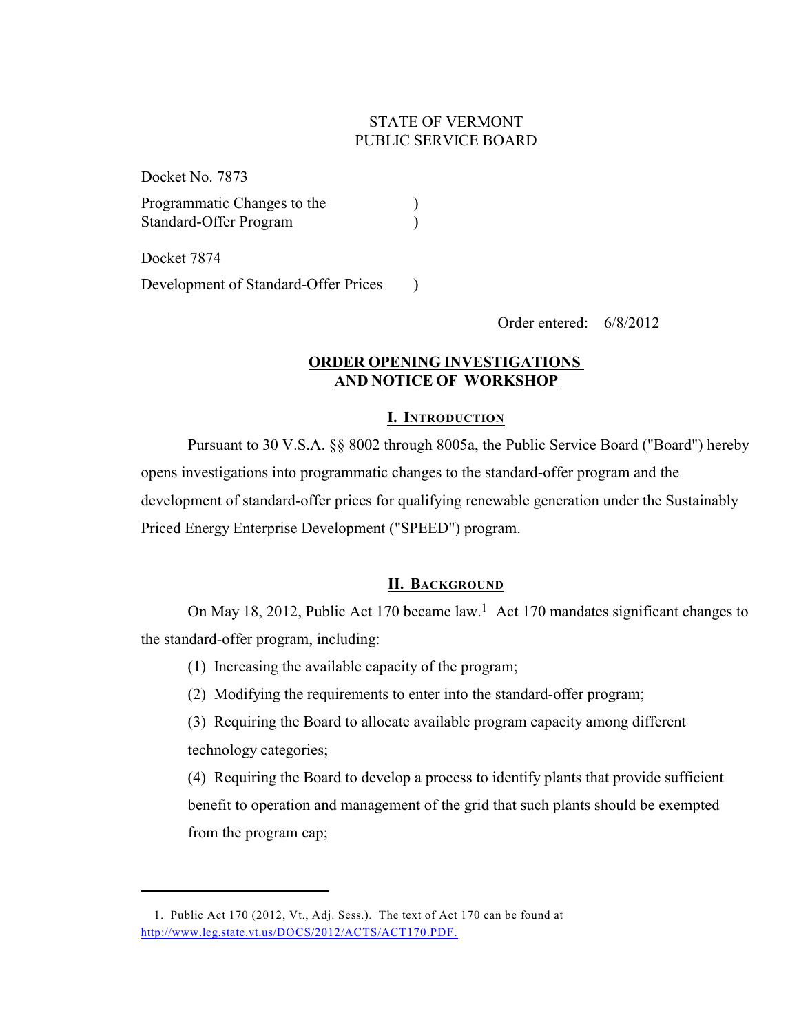STATE OF VERMONT
PUBLIC SERVICE BOARD

Docket No. 7873

Programmatic Changes to the Standard-Offer Program )

Docket 7874

Development of Standard-Offer Prices )

Order entered: 6/8/2012

# ORDER OPENING INVESTIGATIONS AND NOTICE OF WORKSHOP

## I. INTRODUCTION

Pursuant to 30 V.S.A. §§ 8002 through 8005a, the Public Service Board ("Board") hereby opens investigations into programmatic changes to the standard-offer program and the development of standard-offer prices for qualifying renewable generation under the Sustainably Priced Energy Enterprise Development ("SPEED") program.

## II. BACKGROUND

On May 18, 2012, Public Act 170 became law.[1] Act 170 mandates significant changes to the standard-offer program, including:

(1) Increasing the available capacity of the program;

(2) Modifying the requirements to enter into the standard-offer program;

(3) Requiring the Board to allocate available program capacity among different technology categories;

(4) Requiring the Board to develop a process to identify plants that provide sufficient benefit to operation and management of the grid that such plants should be exempted from the program cap;

---

1. Public Act 170 (2012, Vt., Adj. Sess.). The text of Act 170 can be found at http://www.leg.state.vt.us/DOCS/2012/ACTS/ACT170.PDF.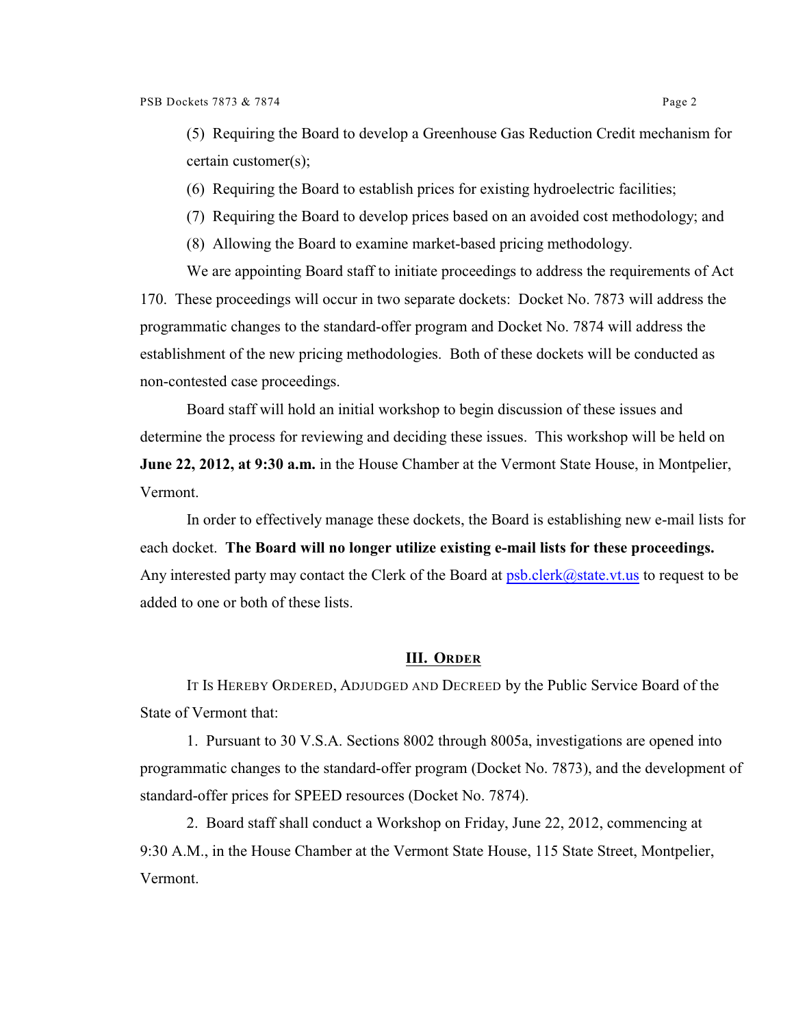(5) Requiring the Board to develop a Greenhouse Gas Reduction Credit mechanism for certain customer(s);

(6) Requiring the Board to establish prices for existing hydroelectric facilities;

(7) Requiring the Board to develop prices based on an avoided cost methodology; and

(8) Allowing the Board to examine market-based pricing methodology.

We are appointing Board staff to initiate proceedings to address the requirements of Act 170. These proceedings will occur in two separate dockets: Docket No. 7873 will address the programmatic changes to the standard-offer program and Docket No. 7874 will address the establishment of the new pricing methodologies. Both of these dockets will be conducted as non-contested case proceedings.

Board staff will hold an initial workshop to begin discussion of these issues and determine the process for reviewing and deciding these issues. This workshop will be held on **June 22, 2012, at 9:30 a.m.** in the House Chamber at the Vermont State House, in Montpelier, Vermont.

In order to effectively manage these dockets, the Board is establishing new e-mail lists for each docket. **The Board will no longer utilize existing e-mail lists for these proceedings.** Any interested party may contact the Clerk of the Board at psb.clerk@state.vt.us to request to be added to one or both of these lists.

## III. Order

It Is Hereby Ordered, Adjudged and Decreed by the Public Service Board of the State of Vermont that:

1. Pursuant to 30 V.S.A. Sections 8002 through 8005a, investigations are opened into programmatic changes to the standard-offer program (Docket No. 7873), and the development of standard-offer prices for SPEED resources (Docket No. 7874).

2. Board staff shall conduct a Workshop on Friday, June 22, 2012, commencing at 9:30 A.M., in the House Chamber at the Vermont State House, 115 State Street, Montpelier, Vermont.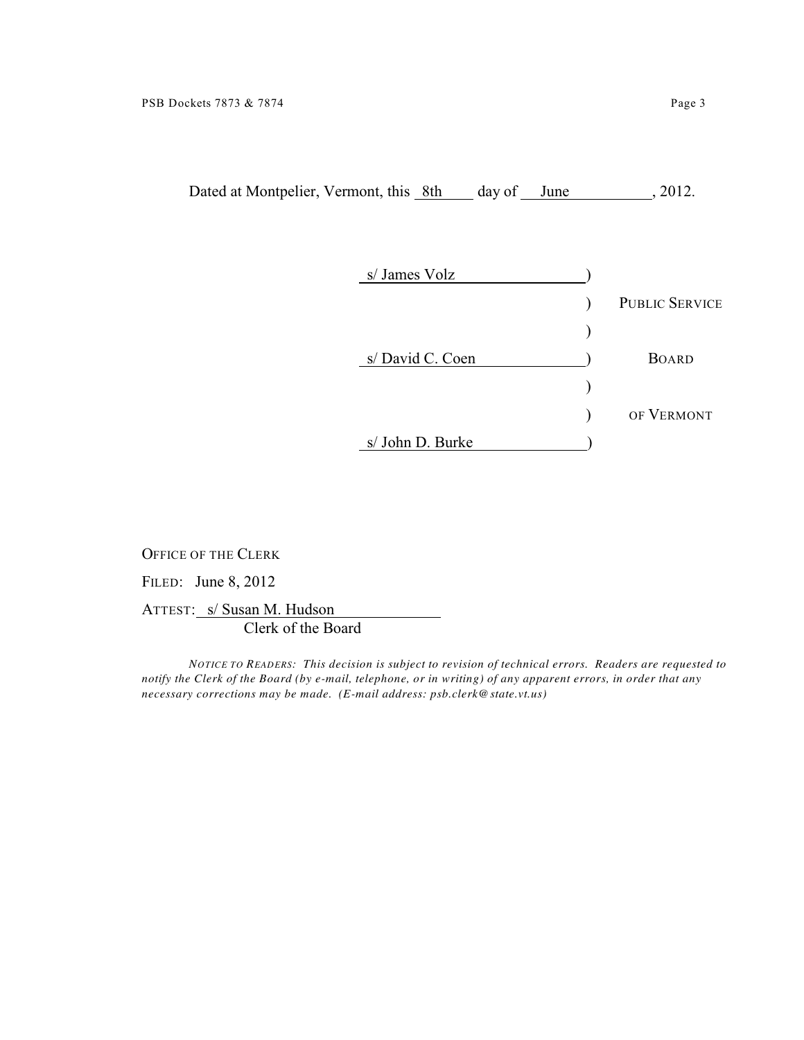Dated at Montpelier, Vermont, this 8th day of June, 2012.

| | | |
|---|---|---|
| s/ James Volz | ) | |
| | ) | PUBLIC SERVICE |
| | ) | |
| s/ David C. Coen | ) | BOARD |
| | ) | |
| | ) | OF VERMONT |
| s/ John D. Burke | ) | |

OFFICE OF THE CLERK

FILED: June 8, 2012

ATTEST: s/ Susan M. Hudson
Clerk of the Board

*NOTICE TO READERS: This decision is subject to revision of technical errors. Readers are requested to notify the Clerk of the Board (by e-mail, telephone, or in writing) of any apparent errors, in order that any necessary corrections may be made. (E-mail address: psb.clerk@state.vt.us)*